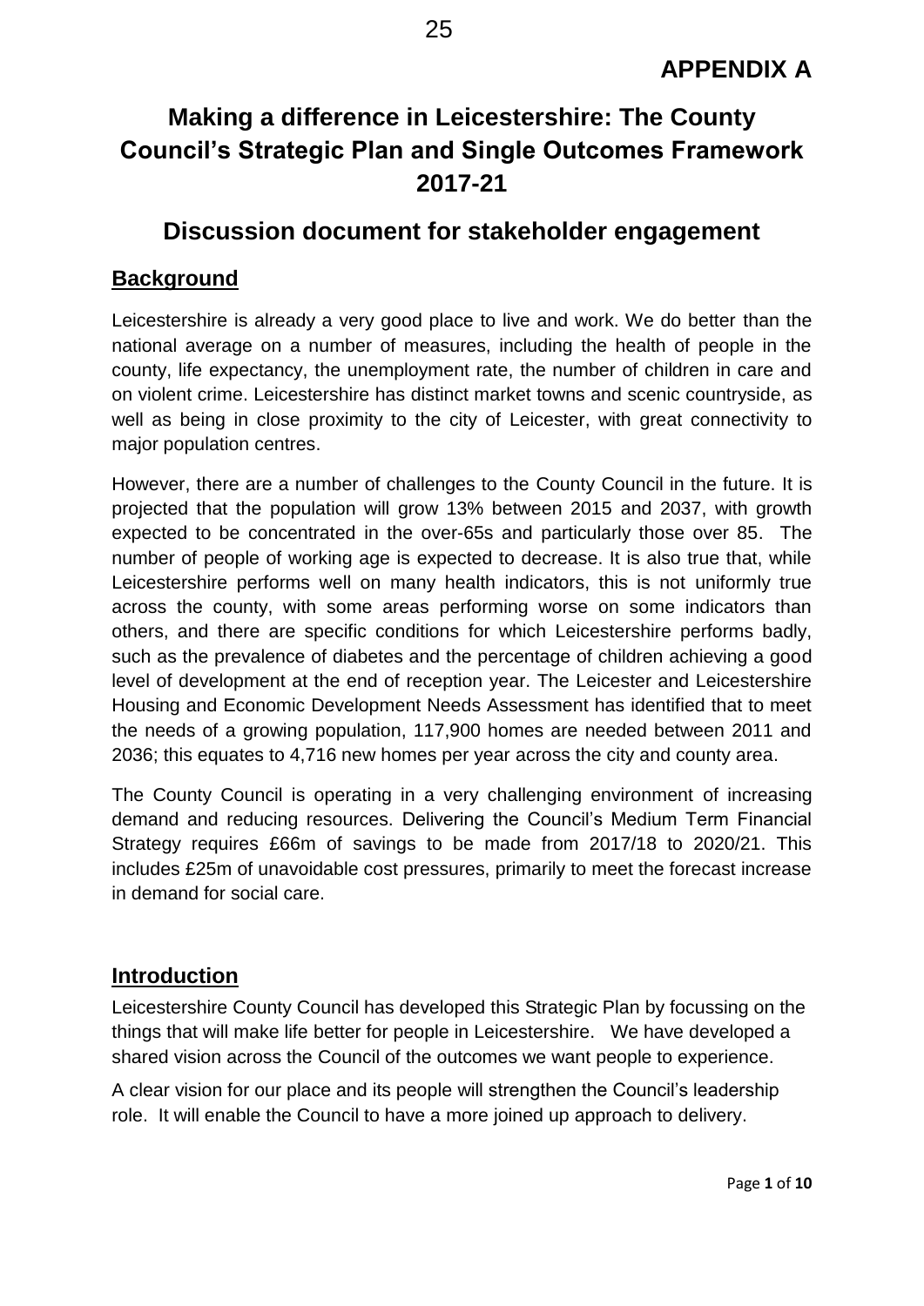**APPENDIX A**

# Making a difference in Leicestershire: The County Council's Strategic Plan and Single Outcomes Framework 2017-21

## Discussion document for stakeholder engagement

### Background

Leicestershire is already a very good place to live and work. We do better than the national average on a number of measures, including the health of people in the county, life expectancy, the unemployment rate, the number of children in care and on violent crime. Leicestershire has distinct market towns and scenic countryside, as well as being in close proximity to the city of Leicester, with great connectivity to major population centres.

However, there are a number of challenges to the County Council in the future. It is projected that the population will grow 13% between 2015 and 2037, with growth expected to be concentrated in the over-65s and particularly those over 85. The number of people of working age is expected to decrease. It is also true that, while Leicestershire performs well on many health indicators, this is not uniformly true across the county, with some areas performing worse on some indicators than others, and there are specific conditions for which Leicestershire performs badly, such as the prevalence of diabetes and the percentage of children achieving a good level of development at the end of reception year. The Leicester and Leicestershire Housing and Economic Development Needs Assessment has identified that to meet the needs of a growing population, 117,900 homes are needed between 2011 and 2036; this equates to 4,716 new homes per year across the city and county area.

The County Council is operating in a very challenging environment of increasing demand and reducing resources. Delivering the Council's Medium Term Financial Strategy requires £66m of savings to be made from 2017/18 to 2020/21. This includes £25m of unavoidable cost pressures, primarily to meet the forecast increase in demand for social care.

### Introduction

Leicestershire County Council has developed this Strategic Plan by focussing on the things that will make life better for people in Leicestershire. We have developed a shared vision across the Council of the outcomes we want people to experience.

A clear vision for our place and its people will strengthen the Council's leadership role. It will enable the Council to have a more joined up approach to delivery.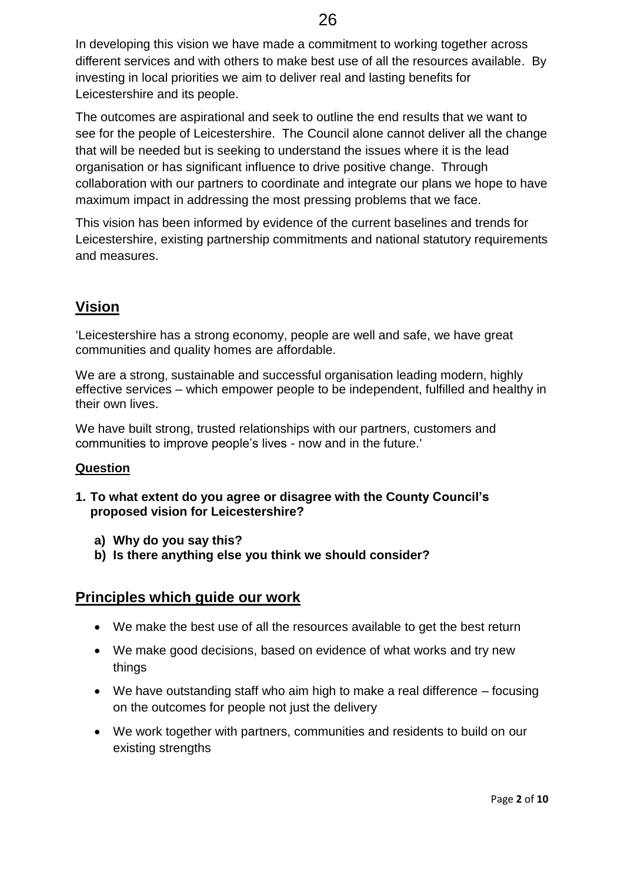In developing this vision we have made a commitment to working together across different services and with others to make best use of all the resources available. By investing in local priorities we aim to deliver real and lasting benefits for Leicestershire and its people.

The outcomes are aspirational and seek to outline the end results that we want to see for the people of Leicestershire. The Council alone cannot deliver all the change that will be needed but is seeking to understand the issues where it is the lead organisation or has significant influence to drive positive change. Through collaboration with our partners to coordinate and integrate our plans we hope to have maximum impact in addressing the most pressing problems that we face.

This vision has been informed by evidence of the current baselines and trends for Leicestershire, existing partnership commitments and national statutory requirements and measures.

## Vision

'Leicestershire has a strong economy, people are well and safe, we have great communities and quality homes are affordable.

We are a strong, sustainable and successful organisation leading modern, highly effective services – which empower people to be independent, fulfilled and healthy in their own lives.

We have built strong, trusted relationships with our partners, customers and communities to improve people's lives - now and in the future.'

### Question

**1. To what extent do you agree or disagree with the County Council's proposed vision for Leicestershire?**

   **a) Why do you say this?**
   **b) Is there anything else you think we should consider?**

## Principles which guide our work

- We make the best use of all the resources available to get the best return
- We make good decisions, based on evidence of what works and try new things
- We have outstanding staff who aim high to make a real difference – focusing on the outcomes for people not just the delivery
- We work together with partners, communities and residents to build on our existing strengths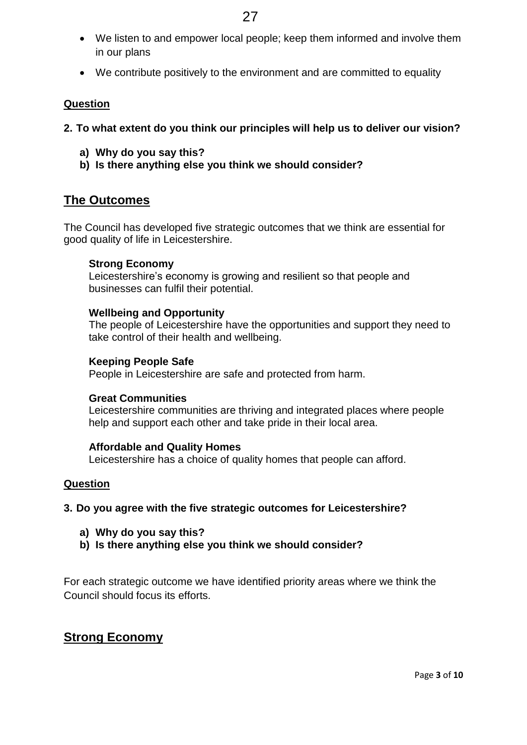- We listen to and empower local people; keep them informed and involve them in our plans
- We contribute positively to the environment and are committed to equality

**Question**

**2. To what extent do you think our principles will help us to deliver our vision?**

- **a) Why do you say this?**
- **b) Is there anything else you think we should consider?**

## The Outcomes

The Council has developed five strategic outcomes that we think are essential for good quality of life in Leicestershire.

**Strong Economy**
Leicestershire's economy is growing and resilient so that people and businesses can fulfil their potential.

**Wellbeing and Opportunity**
The people of Leicestershire have the opportunities and support they need to take control of their health and wellbeing.

**Keeping People Safe**
People in Leicestershire are safe and protected from harm.

**Great Communities**
Leicestershire communities are thriving and integrated places where people help and support each other and take pride in their local area.

**Affordable and Quality Homes**
Leicestershire has a choice of quality homes that people can afford.

**Question**

**3. Do you agree with the five strategic outcomes for Leicestershire?**

- **a) Why do you say this?**
- **b) Is there anything else you think we should consider?**

For each strategic outcome we have identified priority areas where we think the Council should focus its efforts.

## Strong Economy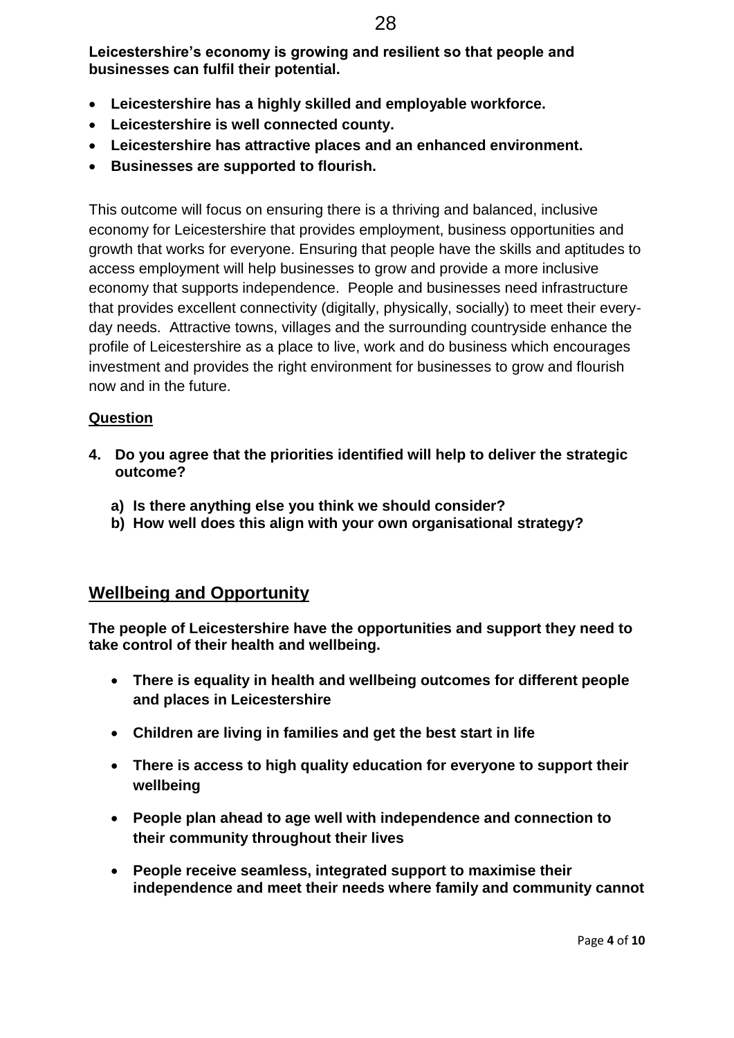**Leicestershire's economy is growing and resilient so that people and businesses can fulfil their potential.**

- **Leicestershire has a highly skilled and employable workforce.**
- **Leicestershire is well connected county.**
- **Leicestershire has attractive places and an enhanced environment.**
- **Businesses are supported to flourish.**

This outcome will focus on ensuring there is a thriving and balanced, inclusive economy for Leicestershire that provides employment, business opportunities and growth that works for everyone. Ensuring that people have the skills and aptitudes to access employment will help businesses to grow and provide a more inclusive economy that supports independence. People and businesses need infrastructure that provides excellent connectivity (digitally, physically, socially) to meet their every-day needs. Attractive towns, villages and the surrounding countryside enhance the profile of Leicestershire as a place to live, work and do business which encourages investment and provides the right environment for businesses to grow and flourish now and in the future.

**Question**

**4. Do you agree that the priorities identified will help to deliver the strategic outcome?**

   **a) Is there anything else you think we should consider?**
   **b) How well does this align with your own organisational strategy?**

## Wellbeing and Opportunity

**The people of Leicestershire have the opportunities and support they need to take control of their health and wellbeing.**

- **There is equality in health and wellbeing outcomes for different people and places in Leicestershire**
- **Children are living in families and get the best start in life**
- **There is access to high quality education for everyone to support their wellbeing**
- **People plan ahead to age well with independence and connection to their community throughout their lives**
- **People receive seamless, integrated support to maximise their independence and meet their needs where family and community cannot**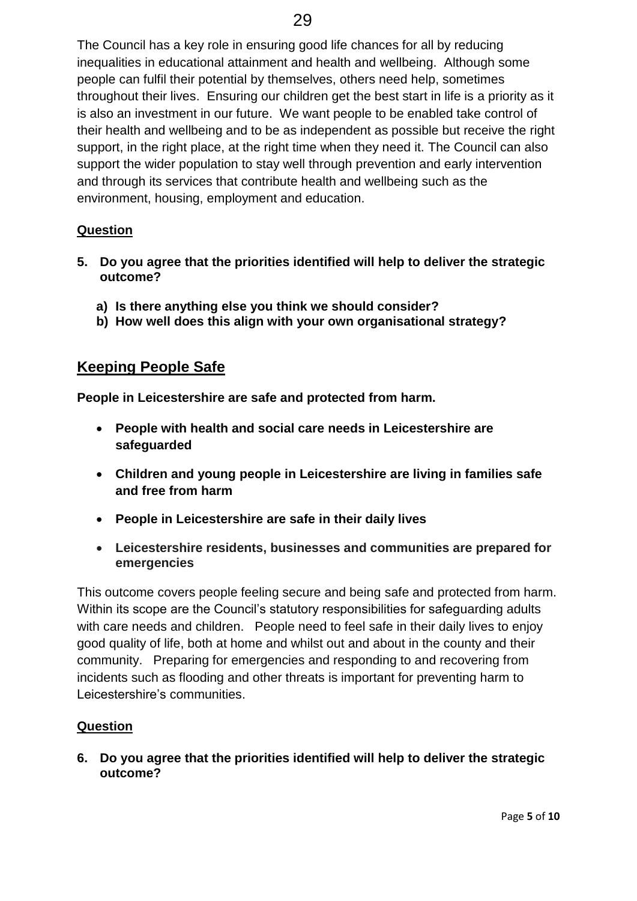The Council has a key role in ensuring good life chances for all by reducing inequalities in educational attainment and health and wellbeing. Although some people can fulfil their potential by themselves, others need help, sometimes throughout their lives. Ensuring our children get the best start in life is a priority as it is also an investment in our future. We want people to be enabled take control of their health and wellbeing and to be as independent as possible but receive the right support, in the right place, at the right time when they need it. The Council can also support the wider population to stay well through prevention and early intervention and through its services that contribute health and wellbeing such as the environment, housing, employment and education.

**Question**

**5. Do you agree that the priorities identified will help to deliver the strategic outcome?**

**a) Is there anything else you think we should consider?**

**b) How well does this align with your own organisational strategy?**

## Keeping People Safe

**People in Leicestershire are safe and protected from harm.**

- **People with health and social care needs in Leicestershire are safeguarded**
- **Children and young people in Leicestershire are living in families safe and free from harm**
- **People in Leicestershire are safe in their daily lives**
- **Leicestershire residents, businesses and communities are prepared for emergencies**

This outcome covers people feeling secure and being safe and protected from harm. Within its scope are the Council's statutory responsibilities for safeguarding adults with care needs and children. People need to feel safe in their daily lives to enjoy good quality of life, both at home and whilst out and about in the county and their community. Preparing for emergencies and responding to and recovering from incidents such as flooding and other threats is important for preventing harm to Leicestershire's communities.

**Question**

**6. Do you agree that the priorities identified will help to deliver the strategic outcome?**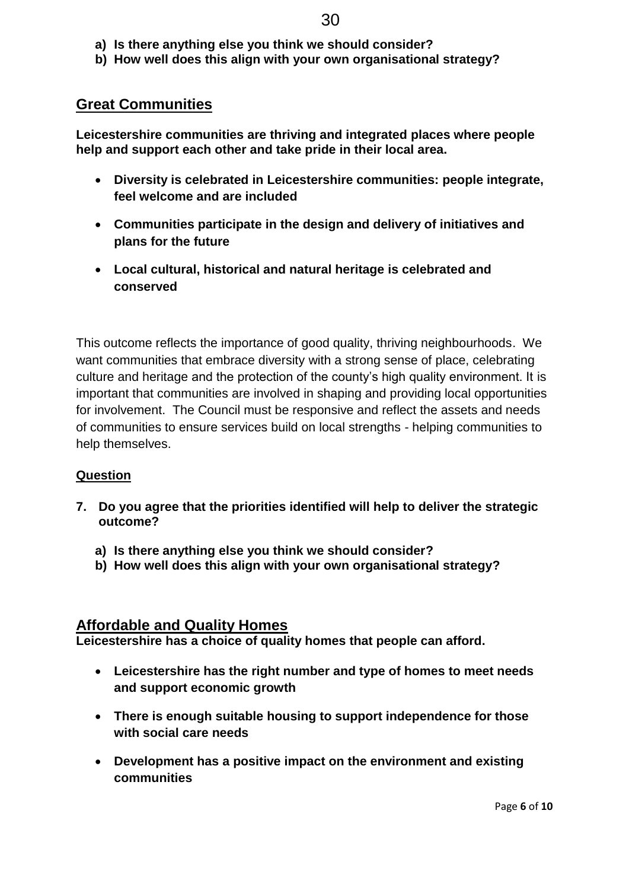**a) Is there anything else you think we should consider?**
**b) How well does this align with your own organisational strategy?**

## Great Communities

**Leicestershire communities are thriving and integrated places where people help and support each other and take pride in their local area.**

- **Diversity is celebrated in Leicestershire communities: people integrate, feel welcome and are included**
- **Communities participate in the design and delivery of initiatives and plans for the future**
- **Local cultural, historical and natural heritage is celebrated and conserved**

This outcome reflects the importance of good quality, thriving neighbourhoods. We want communities that embrace diversity with a strong sense of place, celebrating culture and heritage and the protection of the county's high quality environment. It is important that communities are involved in shaping and providing local opportunities for involvement. The Council must be responsive and reflect the assets and needs of communities to ensure services build on local strengths - helping communities to help themselves.

### Question

**7. Do you agree that the priorities identified will help to deliver the strategic outcome?**

**a) Is there anything else you think we should consider?**
**b) How well does this align with your own organisational strategy?**

## Affordable and Quality Homes

**Leicestershire has a choice of quality homes that people can afford.**

- **Leicestershire has the right number and type of homes to meet needs and support economic growth**
- **There is enough suitable housing to support independence for those with social care needs**
- **Development has a positive impact on the environment and existing communities**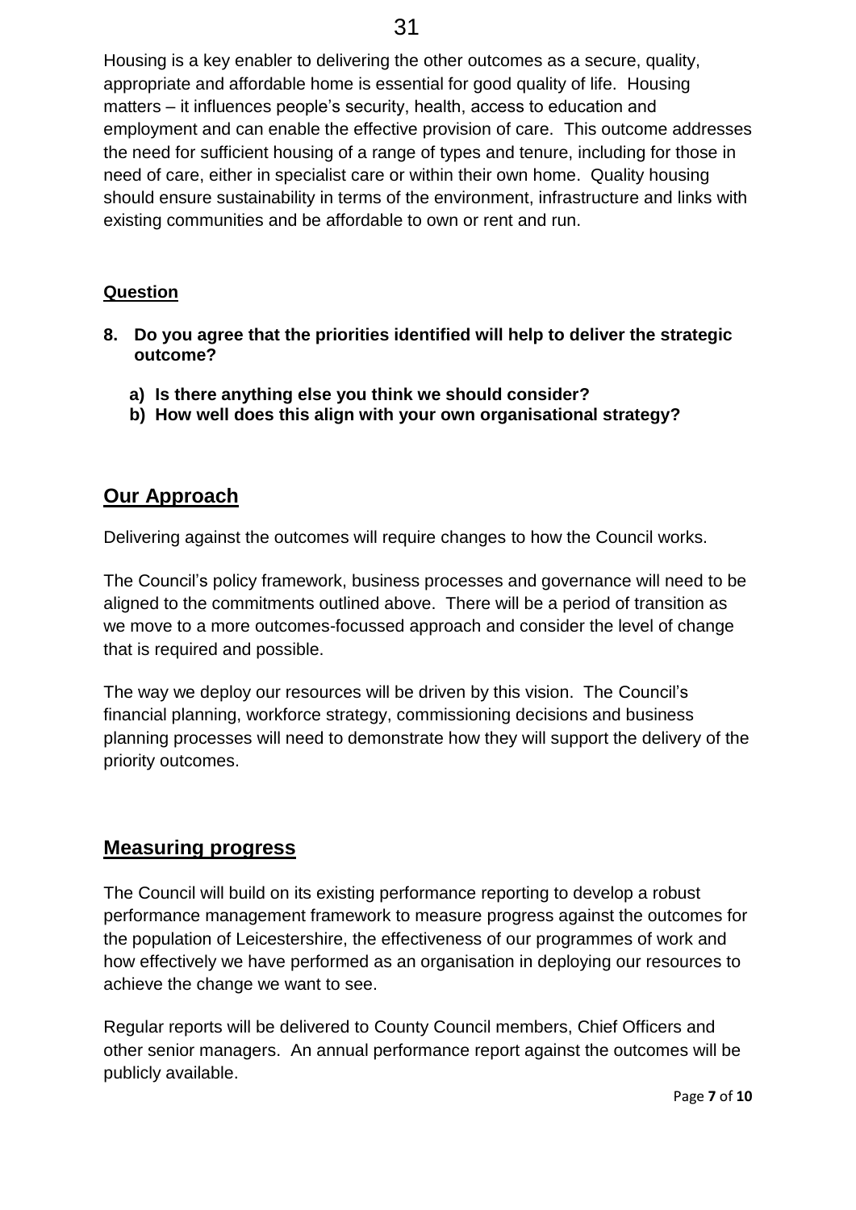Housing is a key enabler to delivering the other outcomes as a secure, quality, appropriate and affordable home is essential for good quality of life. Housing matters – it influences people's security, health, access to education and employment and can enable the effective provision of care. This outcome addresses the need for sufficient housing of a range of types and tenure, including for those in need of care, either in specialist care or within their own home. Quality housing should ensure sustainability in terms of the environment, infrastructure and links with existing communities and be affordable to own or rent and run.

**Question**

**8. Do you agree that the priorities identified will help to deliver the strategic outcome?**

   **a) Is there anything else you think we should consider?**
   **b) How well does this align with your own organisational strategy?**

## Our Approach

Delivering against the outcomes will require changes to how the Council works.

The Council's policy framework, business processes and governance will need to be aligned to the commitments outlined above. There will be a period of transition as we move to a more outcomes-focussed approach and consider the level of change that is required and possible.

The way we deploy our resources will be driven by this vision. The Council's financial planning, workforce strategy, commissioning decisions and business planning processes will need to demonstrate how they will support the delivery of the priority outcomes.

## Measuring progress

The Council will build on its existing performance reporting to develop a robust performance management framework to measure progress against the outcomes for the population of Leicestershire, the effectiveness of our programmes of work and how effectively we have performed as an organisation in deploying our resources to achieve the change we want to see.

Regular reports will be delivered to County Council members, Chief Officers and other senior managers. An annual performance report against the outcomes will be publicly available.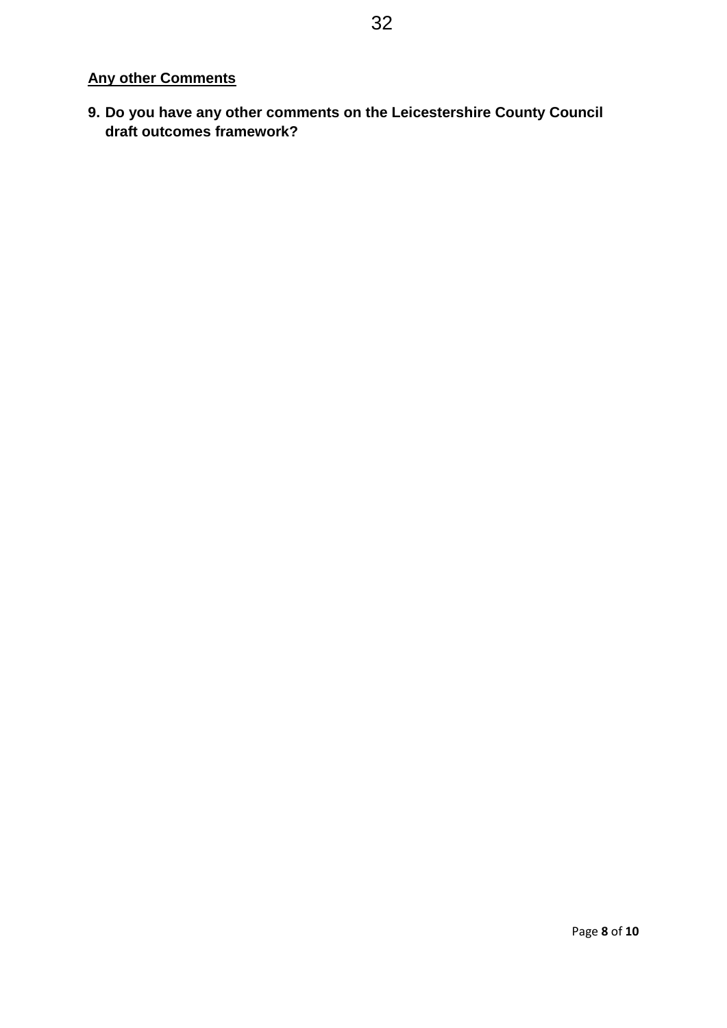## Any other Comments

**9. Do you have any other comments on the Leicestershire County Council draft outcomes framework?**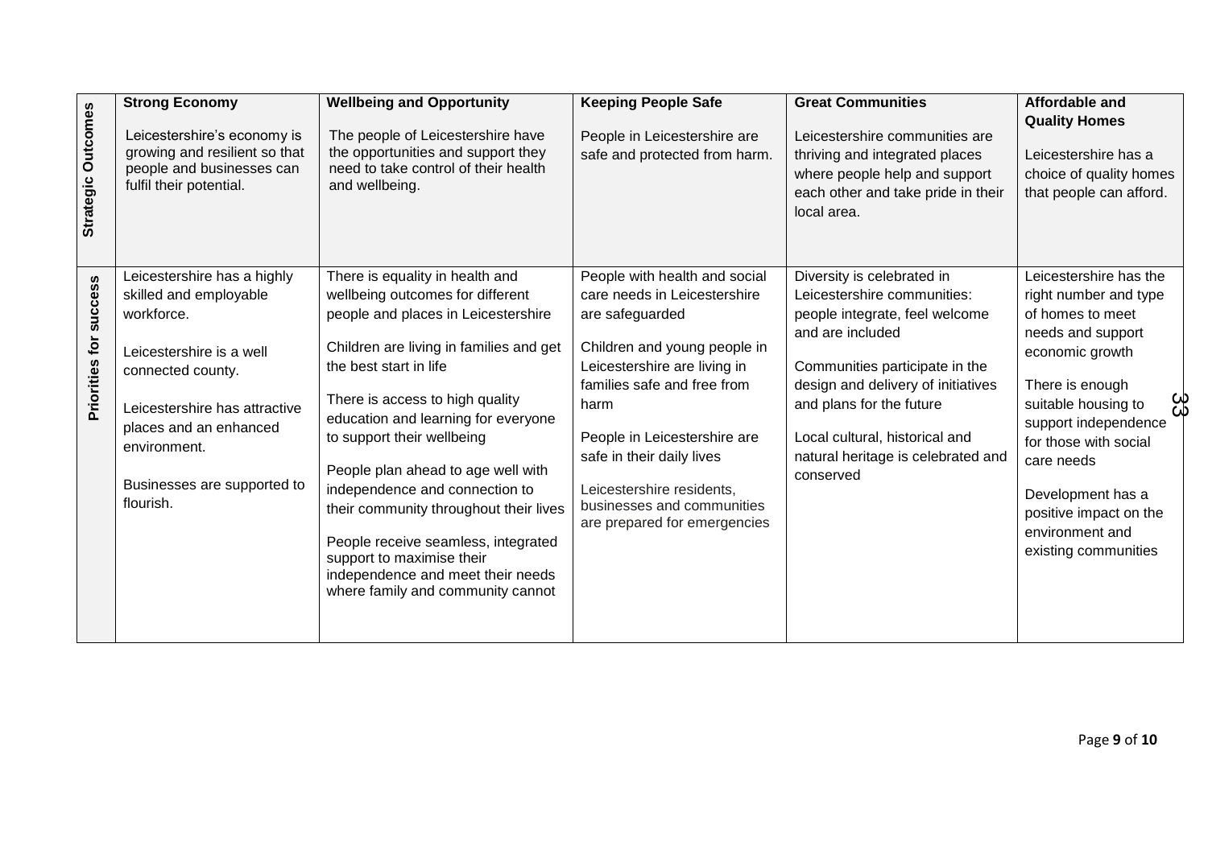| | Strong Economy | Wellbeing and Opportunity | Keeping People Safe | Great Communities | Affordable and Quality Homes |
|---|---|---|---|---|---|
| **Strategic Outcomes** | Leicestershire's economy is growing and resilient so that people and businesses can fulfil their potential. | The people of Leicestershire have the opportunities and support they need to take control of their health and wellbeing. | People in Leicestershire are safe and protected from harm. | Leicestershire communities are thriving and integrated places where people help and support each other and take pride in their local area. | Leicestershire has a choice of quality homes that people can afford. |
| **Priorities for success** | Leicestershire has a highly skilled and employable workforce.<br><br>Leicestershire is a well connected county.<br><br>Leicestershire has attractive places and an enhanced environment.<br><br>Businesses are supported to flourish. | There is equality in health and wellbeing outcomes for different people and places in Leicestershire<br><br>Children are living in families and get the best start in life<br><br>There is access to high quality education and learning for everyone to support their wellbeing<br><br>People plan ahead to age well with independence and connection to their community throughout their lives<br><br>People receive seamless, integrated support to maximise their independence and meet their needs where family and community cannot | People with health and social care needs in Leicestershire are safeguarded<br><br>Children and young people in Leicestershire are living in families safe and free from harm<br><br>People in Leicestershire are safe in their daily lives<br><br>Leicestershire residents, businesses and communities are prepared for emergencies | Diversity is celebrated in Leicestershire communities: people integrate, feel welcome and are included<br><br>Communities participate in the design and delivery of initiatives and plans for the future<br><br>Local cultural, historical and natural heritage is celebrated and conserved | Leicestershire has the right number and type of homes to meet needs and support economic growth<br><br>There is enough suitable housing to support independence for those with social care needs<br><br>Development has a positive impact on the environment and existing communities |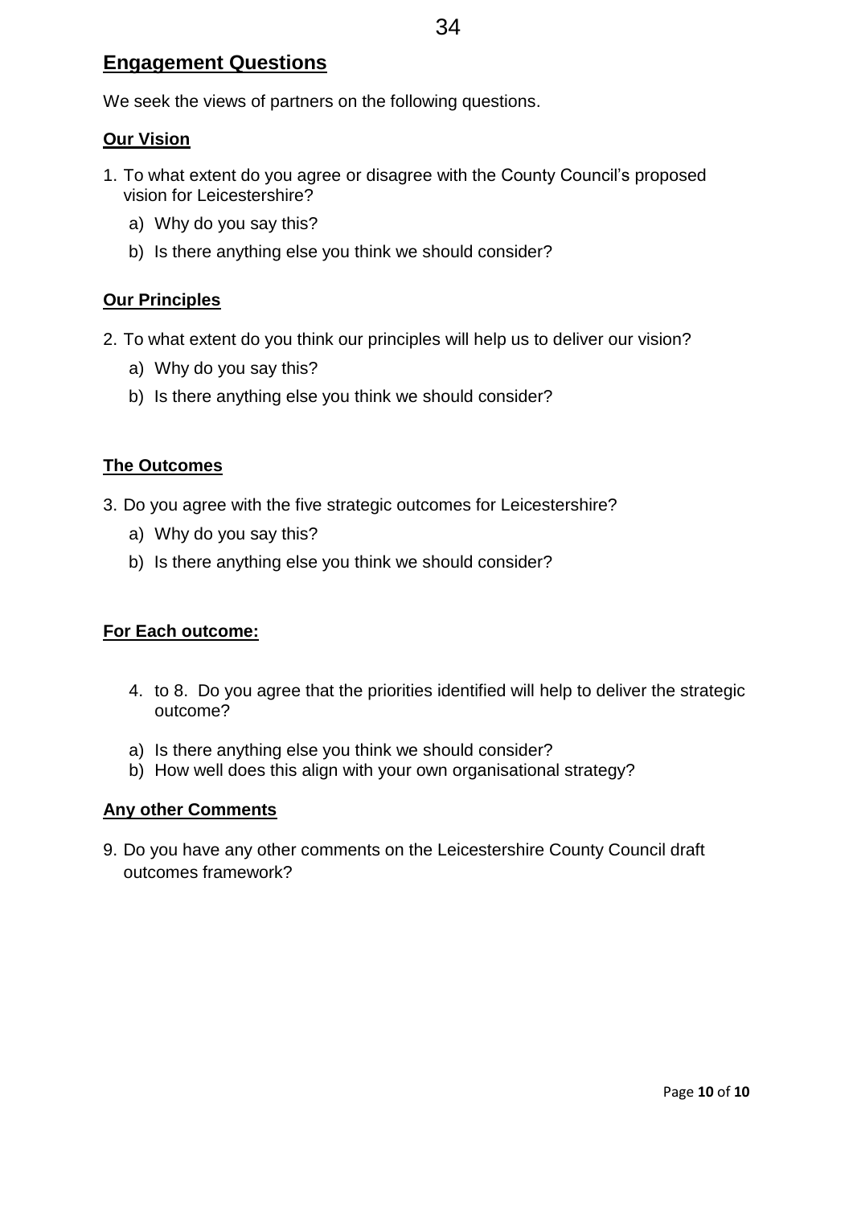## Engagement Questions

We seek the views of partners on the following questions.

### Our Vision

1. To what extent do you agree or disagree with the County Council's proposed vision for Leicestershire?
   a) Why do you say this?
   b) Is there anything else you think we should consider?

### Our Principles

2. To what extent do you think our principles will help us to deliver our vision?
   a) Why do you say this?
   b) Is there anything else you think we should consider?

### The Outcomes

3. Do you agree with the five strategic outcomes for Leicestershire?
   a) Why do you say this?
   b) Is there anything else you think we should consider?

### For Each outcome:

4. to 8. Do you agree that the priorities identified will help to deliver the strategic outcome?

a) Is there anything else you think we should consider?
b) How well does this align with your own organisational strategy?

### Any other Comments

9. Do you have any other comments on the Leicestershire County Council draft outcomes framework?